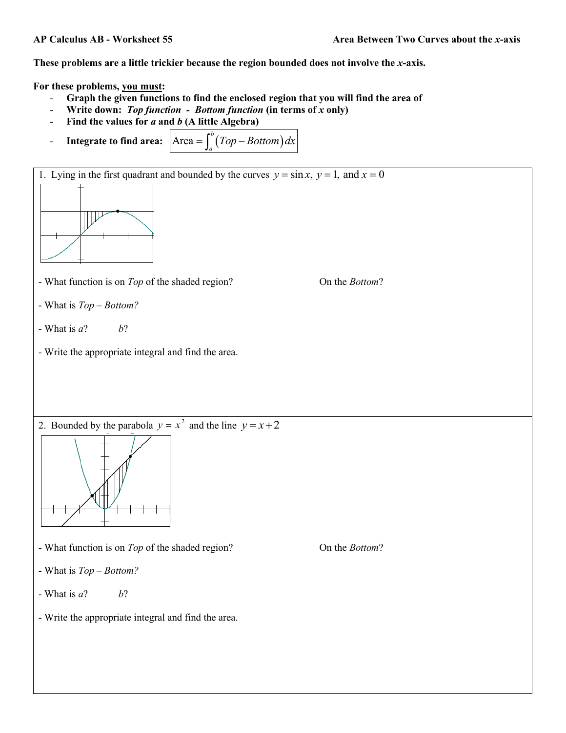**AP Calculus AB - Worksheet 55** **Area Between Two Curves about the $x$-axis**

**These problems are a little trickier because the region bounded does not involve the $x$-axis.**

**For these problems, you must:**

- **Graph the given functions to find the enclosed region that you will find the area of**
- **Write down: *Top function* - *Bottom function* (in terms of $x$ only)**
- **Find the values for $a$ and $b$ (A little Algebra)**
- **Integrate to find area:** $\text{Area} = \int_a^b (Top - Bottom)\,dx$

1. Lying in the first quadrant and bounded by the curves $y = \sin x$, $y = 1$, and $x = 0$

- What function is on *Top* of the shaded region? On the *Bottom*?

- What is *Top – Bottom?*

- What is $a$? $b$?

- Write the appropriate integral and find the area.

2. Bounded by the parabola $y = x^2$ and the line $y = x + 2$

- What function is on *Top* of the shaded region? On the *Bottom*?

- What is *Top – Bottom?*

- What is $a$? $b$?

- Write the appropriate integral and find the area.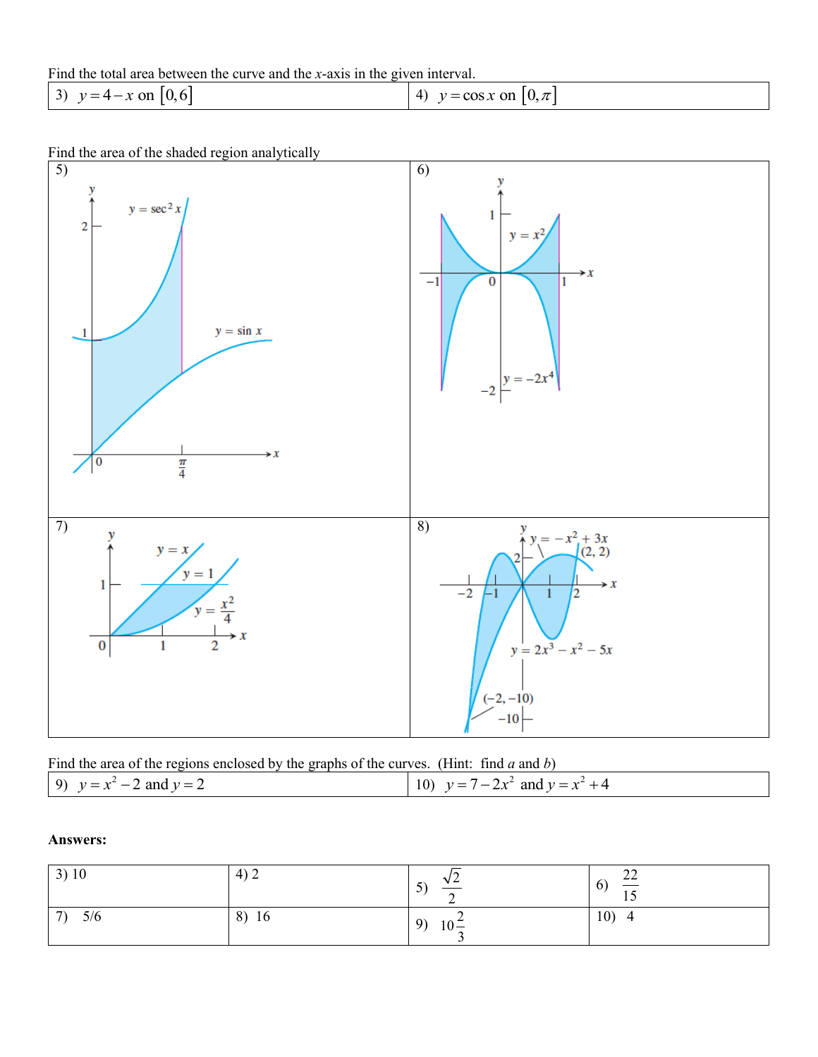Find the total area between the curve and the $x$-axis in the given interval.

| | |
|---|---|
| 3) $y = 4 - x$ on $[0,6]$ | 4) $y = \cos x$ on $[0,\pi]$ |

Find the area of the shaded region analytically

5)

y
2
1
$y = \sec^2 x$
$y = \sin x$
0
$\frac{\pi}{4}$
x

6)

y
1
$y = x^2$
−1
0
1
x
−2
$y = -2x^4$

7)

y
$y = x$
$y = 1$
1
$y = \frac{x^2}{4}$
0
1
2
x

8)

y
$y = -x^2 + 3x$
(2, 2)
2
−2
−1
1
2
x
$y = 2x^3 - x^2 - 5x$
(−2, −10)
−10

Find the area of the regions enclosed by the graphs of the curves. (Hint: find $a$ and $b$)

| | |
|---|---|
| 9) $y = x^2 - 2$ and $y = 2$ | 10) $y = 7 - 2x^2$ and $y = x^2 + 4$ |

**Answers:**

| | | | |
|---|---|---|---|
| 3) 10 | 4) 2 | 5) $\frac{\sqrt{2}}{2}$ | 6) $\frac{22}{15}$ |
| 7) 5/6 | 8) 16 | 9) $10\frac{2}{3}$ | 10) 4 |